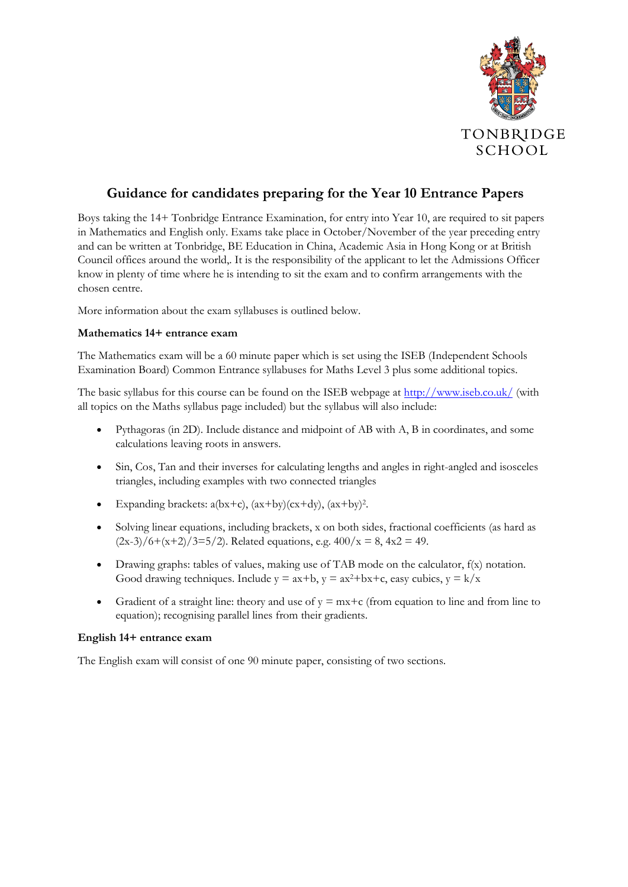TONBRIDGE SCHOOL

## Guidance for candidates preparing for the Year 10 Entrance Papers

Boys taking the 14+ Tonbridge Entrance Examination, for entry into Year 10, are required to sit papers in Mathematics and English only. Exams take place in October/November of the year preceding entry and can be written at Tonbridge, BE Education in China, Academic Asia in Hong Kong or at British Council offices around the world,. It is the responsibility of the applicant to let the Admissions Officer know in plenty of time where he is intending to sit the exam and to confirm arrangements with the chosen centre.

More information about the exam syllabuses is outlined below.

**Mathematics 14+ entrance exam**

The Mathematics exam will be a 60 minute paper which is set using the ISEB (Independent Schools Examination Board) Common Entrance syllabuses for Maths Level 3 plus some additional topics.

The basic syllabus for this course can be found on the ISEB webpage at [http://www.iseb.co.uk/](http://www.iseb.co.uk/) (with all topics on the Maths syllabus page included) but the syllabus will also include:

- Pythagoras (in 2D). Include distance and midpoint of AB with A, B in coordinates, and some calculations leaving roots in answers.
- Sin, Cos, Tan and their inverses for calculating lengths and angles in right-angled and isosceles triangles, including examples with two connected triangles
- Expanding brackets: $a(bx+c)$, $(ax+by)(cx+dy)$, $(ax+by)^2$.
- Solving linear equations, including brackets, x on both sides, fractional coefficients (as hard as $(2x-3)/6+(x+2)/3=5/2$). Related equations, e.g. $400/x = 8$, $4x2 = 49$.
- Drawing graphs: tables of values, making use of TAB mode on the calculator, $f(x)$ notation. Good drawing techniques. Include $y = ax+b$, $y = ax^2+bx+c$, easy cubics, $y = k/x$
- Gradient of a straight line: theory and use of $y = mx+c$ (from equation to line and from line to equation); recognising parallel lines from their gradients.

**English 14+ entrance exam**

The English exam will consist of one 90 minute paper, consisting of two sections.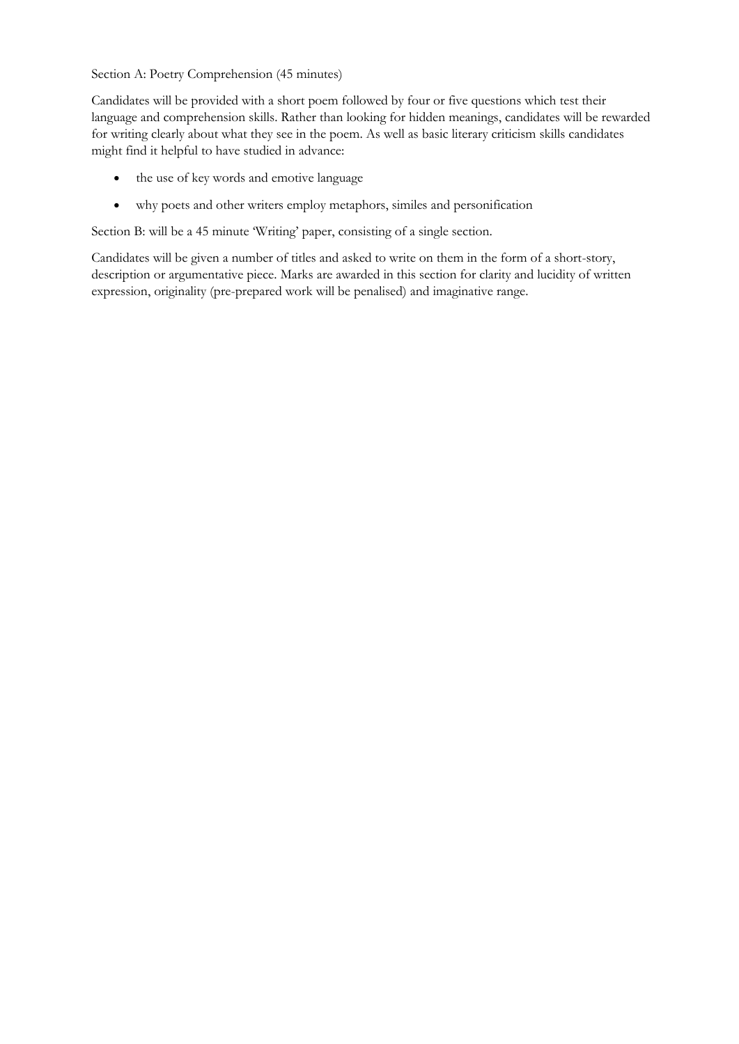Section A: Poetry Comprehension (45 minutes)

Candidates will be provided with a short poem followed by four or five questions which test their language and comprehension skills. Rather than looking for hidden meanings, candidates will be rewarded for writing clearly about what they see in the poem. As well as basic literary criticism skills candidates might find it helpful to have studied in advance:

- the use of key words and emotive language
- why poets and other writers employ metaphors, similes and personification

Section B: will be a 45 minute 'Writing' paper, consisting of a single section.

Candidates will be given a number of titles and asked to write on them in the form of a short-story, description or argumentative piece. Marks are awarded in this section for clarity and lucidity of written expression, originality (pre-prepared work will be penalised) and imaginative range.